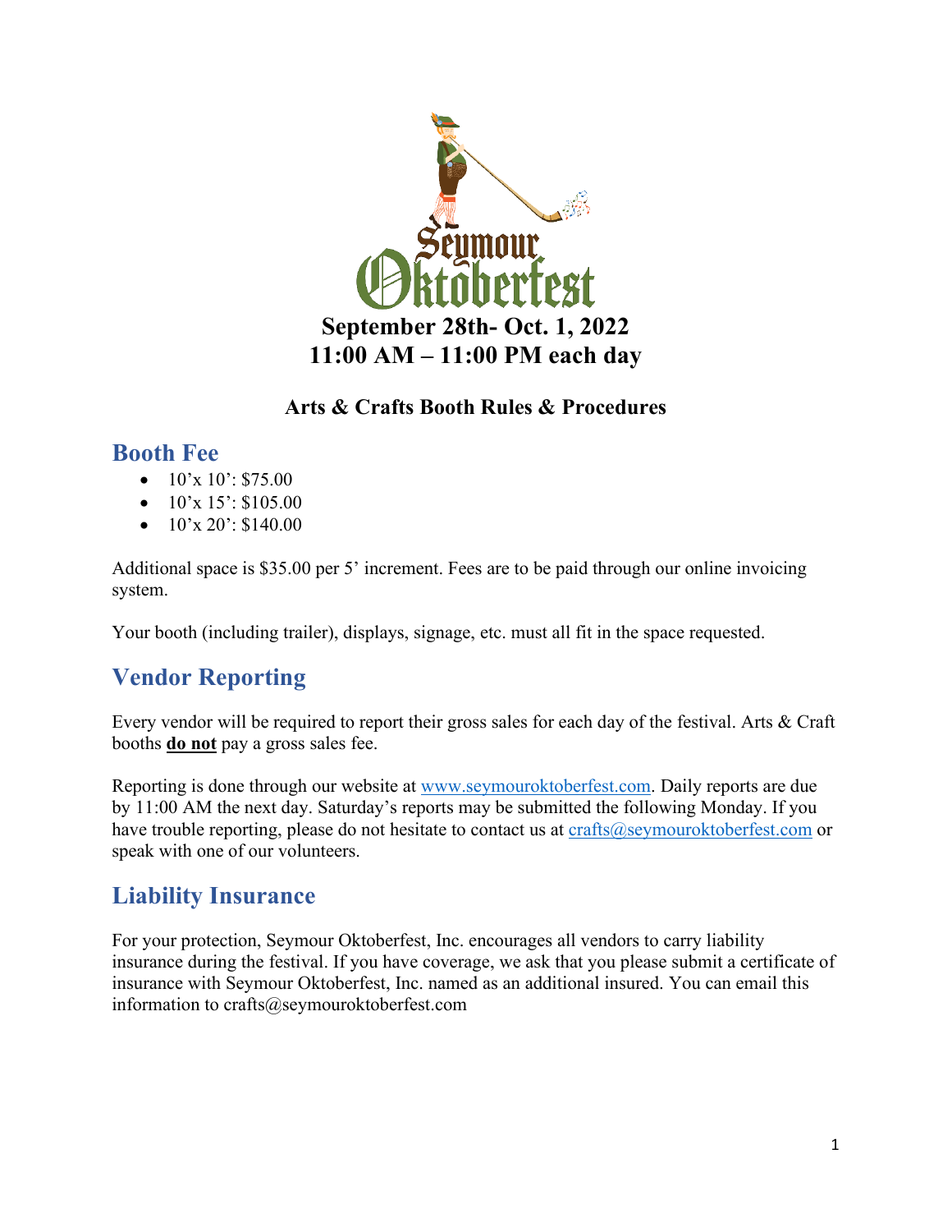# Seymour Oktoberfest

**September 28th- Oct. 1, 2022**
**11:00 AM – 11:00 PM each day**

## Arts & Crafts Booth Rules & Procedures

## Booth Fee

- 10'x 10': $75.00
- 10'x 15': $105.00
- 10'x 20': $140.00

Additional space is $35.00 per 5' increment. Fees are to be paid through our online invoicing system.

Your booth (including trailer), displays, signage, etc. must all fit in the space requested.

## Vendor Reporting

Every vendor will be required to report their gross sales for each day of the festival. Arts & Craft booths **do not** pay a gross sales fee.

Reporting is done through our website at www.seymouroktoberfest.com. Daily reports are due by 11:00 AM the next day. Saturday's reports may be submitted the following Monday. If you have trouble reporting, please do not hesitate to contact us at crafts@seymouroktoberfest.com or speak with one of our volunteers.

## Liability Insurance

For your protection, Seymour Oktoberfest, Inc. encourages all vendors to carry liability insurance during the festival. If you have coverage, we ask that you please submit a certificate of insurance with Seymour Oktoberfest, Inc. named as an additional insured. You can email this information to crafts@seymouroktoberfest.com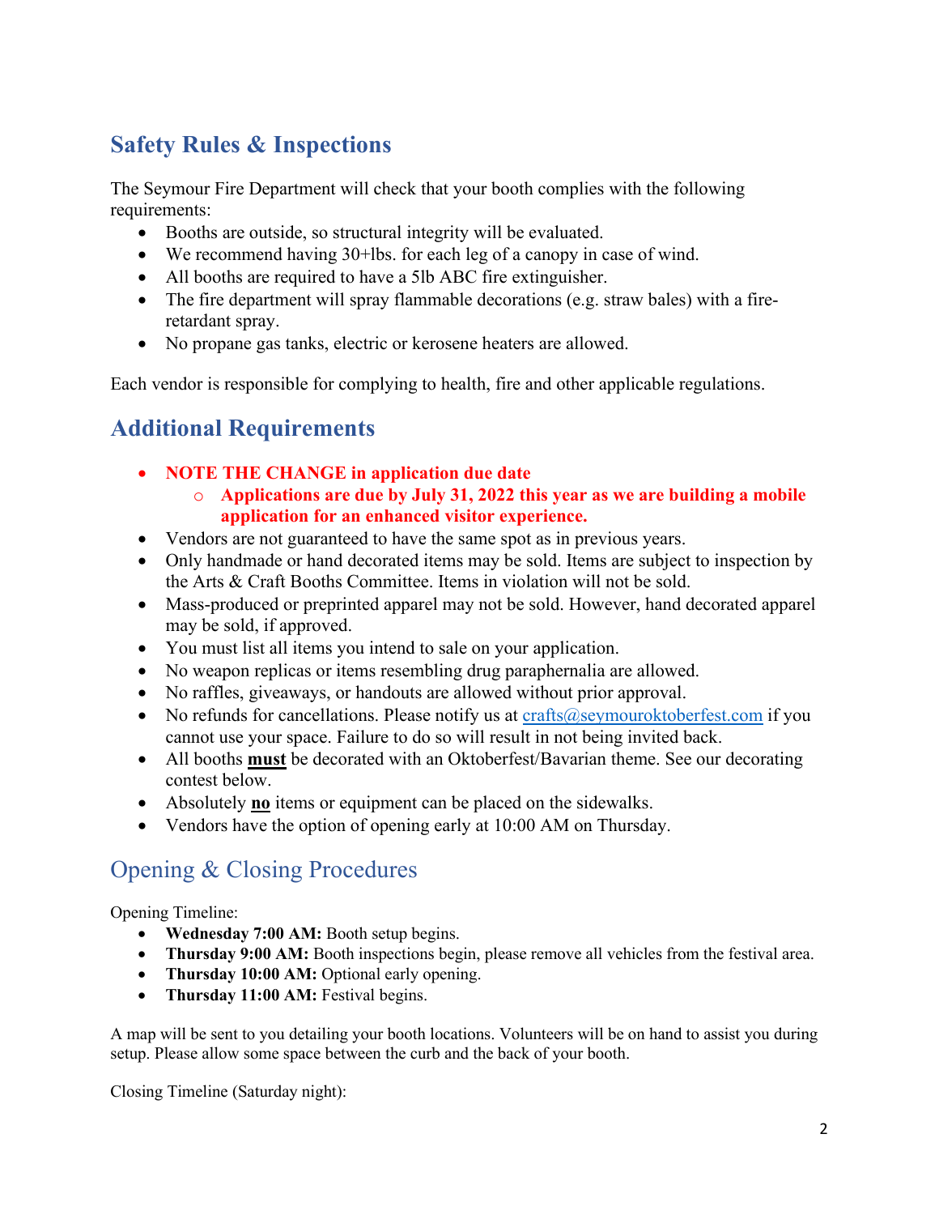## Safety Rules & Inspections

The Seymour Fire Department will check that your booth complies with the following requirements:

- Booths are outside, so structural integrity will be evaluated.
- We recommend having 30+lbs. for each leg of a canopy in case of wind.
- All booths are required to have a 5lb ABC fire extinguisher.
- The fire department will spray flammable decorations (e.g. straw bales) with a fire-retardant spray.
- No propane gas tanks, electric or kerosene heaters are allowed.

Each vendor is responsible for complying to health, fire and other applicable regulations.

## Additional Requirements

- **NOTE THE CHANGE in application due date**
  - **Applications are due by July 31, 2022 this year as we are building a mobile application for an enhanced visitor experience.**
- Vendors are not guaranteed to have the same spot as in previous years.
- Only handmade or hand decorated items may be sold. Items are subject to inspection by the Arts & Craft Booths Committee. Items in violation will not be sold.
- Mass-produced or preprinted apparel may not be sold. However, hand decorated apparel may be sold, if approved.
- You must list all items you intend to sale on your application.
- No weapon replicas or items resembling drug paraphernalia are allowed.
- No raffles, giveaways, or handouts are allowed without prior approval.
- No refunds for cancellations. Please notify us at crafts@seymouroktoberfest.com if you cannot use your space. Failure to do so will result in not being invited back.
- All booths **must** be decorated with an Oktoberfest/Bavarian theme. See our decorating contest below.
- Absolutely **no** items or equipment can be placed on the sidewalks.
- Vendors have the option of opening early at 10:00 AM on Thursday.

## Opening & Closing Procedures

Opening Timeline:

- **Wednesday 7:00 AM:** Booth setup begins.
- **Thursday 9:00 AM:** Booth inspections begin, please remove all vehicles from the festival area.
- **Thursday 10:00 AM:** Optional early opening.
- **Thursday 11:00 AM:** Festival begins.

A map will be sent to you detailing your booth locations. Volunteers will be on hand to assist you during setup. Please allow some space between the curb and the back of your booth.

Closing Timeline (Saturday night):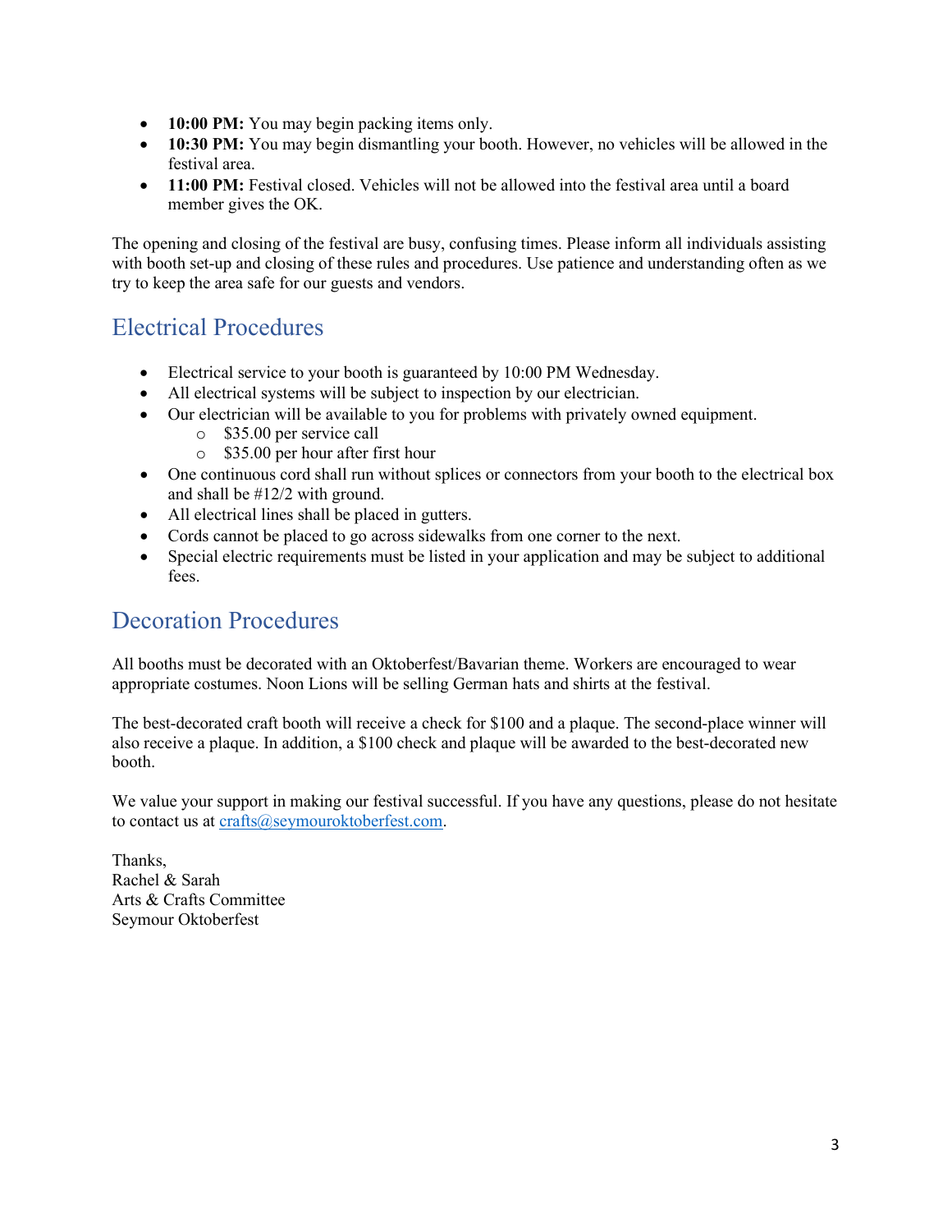- **10:00 PM:** You may begin packing items only.
- **10:30 PM:** You may begin dismantling your booth. However, no vehicles will be allowed in the festival area.
- **11:00 PM:** Festival closed. Vehicles will not be allowed into the festival area until a board member gives the OK.

The opening and closing of the festival are busy, confusing times. Please inform all individuals assisting with booth set-up and closing of these rules and procedures. Use patience and understanding often as we try to keep the area safe for our guests and vendors.

## Electrical Procedures

- Electrical service to your booth is guaranteed by 10:00 PM Wednesday.
- All electrical systems will be subject to inspection by our electrician.
- Our electrician will be available to you for problems with privately owned equipment.
  - $35.00 per service call
  - $35.00 per hour after first hour
- One continuous cord shall run without splices or connectors from your booth to the electrical box and shall be #12/2 with ground.
- All electrical lines shall be placed in gutters.
- Cords cannot be placed to go across sidewalks from one corner to the next.
- Special electric requirements must be listed in your application and may be subject to additional fees.

## Decoration Procedures

All booths must be decorated with an Oktoberfest/Bavarian theme. Workers are encouraged to wear appropriate costumes. Noon Lions will be selling German hats and shirts at the festival.

The best-decorated craft booth will receive a check for $100 and a plaque. The second-place winner will also receive a plaque. In addition, a $100 check and plaque will be awarded to the best-decorated new booth.

We value your support in making our festival successful. If you have any questions, please do not hesitate to contact us at crafts@seymouroktoberfest.com.

Thanks,
Rachel & Sarah
Arts & Crafts Committee
Seymour Oktoberfest